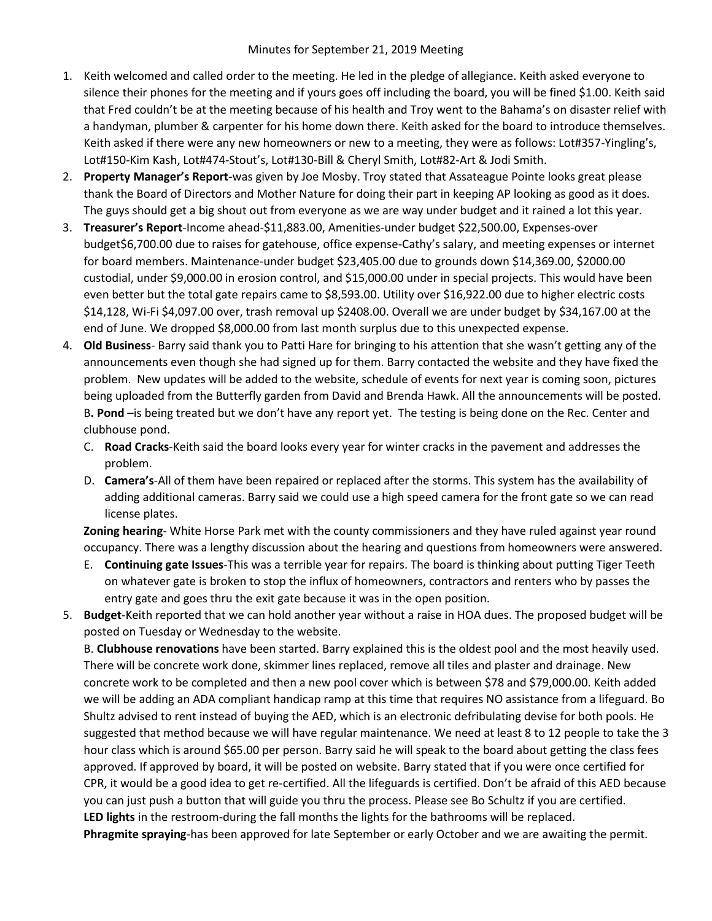Minutes for September 21, 2019 Meeting

1. Keith welcomed and called order to the meeting. He led in the pledge of allegiance. Keith asked everyone to silence their phones for the meeting and if yours goes off including the board, you will be fined $1.00. Keith said that Fred couldn't be at the meeting because of his health and Troy went to the Bahama's on disaster relief with a handyman, plumber & carpenter for his home down there. Keith asked for the board to introduce themselves. Keith asked if there were any new homeowners or new to a meeting, they were as follows: Lot#357-Yingling's, Lot#150-Kim Kash, Lot#474-Stout's, Lot#130-Bill & Cheryl Smith, Lot#82-Art & Jodi Smith.
2. **Property Manager's Report-**was given by Joe Mosby. Troy stated that Assateague Pointe looks great please thank the Board of Directors and Mother Nature for doing their part in keeping AP looking as good as it does. The guys should get a big shout out from everyone as we are way under budget and it rained a lot this year.
3. **Treasurer's Report**-Income ahead-$11,883.00, Amenities-under budget $22,500.00, Expenses-over budget$6,700.00 due to raises for gatehouse, office expense-Cathy's salary, and meeting expenses or internet for board members. Maintenance-under budget $23,405.00 due to grounds down $14,369.00, $2000.00 custodial, under $9,000.00 in erosion control, and $15,000.00 under in special projects. This would have been even better but the total gate repairs came to $8,593.00. Utility over $16,922.00 due to higher electric costs $14,128, Wi-Fi $4,097.00 over, trash removal up $2408.00. Overall we are under budget by $34,167.00 at the end of June. We dropped $8,000.00 from last month surplus due to this unexpected expense.
4. **Old Business**- Barry said thank you to Patti Hare for bringing to his attention that she wasn't getting any of the announcements even though she had signed up for them. Barry contacted the website and they have fixed the problem. New updates will be added to the website, schedule of events for next year is coming soon, pictures being uploaded from the Butterfly garden from David and Brenda Hawk. All the announcements will be posted.
   B**. Pond** –is being treated but we don't have any report yet. The testing is being done on the Rec. Center and clubhouse pond.
   C. **Road Cracks**-Keith said the board looks every year for winter cracks in the pavement and addresses the problem.
   D. **Camera's**-All of them have been repaired or replaced after the storms. This system has the availability of adding additional cameras. Barry said we could use a high speed camera for the front gate so we can read license plates.

   **Zoning hearing**- White Horse Park met with the county commissioners and they have ruled against year round occupancy. There was a lengthy discussion about the hearing and questions from homeowners were answered.

   E. **Continuing gate Issues**-This was a terrible year for repairs. The board is thinking about putting Tiger Teeth on whatever gate is broken to stop the influx of homeowners, contractors and renters who by passes the entry gate and goes thru the exit gate because it was in the open position.
5. **Budget**-Keith reported that we can hold another year without a raise in HOA dues. The proposed budget will be posted on Tuesday or Wednesday to the website.

   B. **Clubhouse renovations** have been started. Barry explained this is the oldest pool and the most heavily used. There will be concrete work done, skimmer lines replaced, remove all tiles and plaster and drainage. New concrete work to be completed and then a new pool cover which is between $78 and $79,000.00. Keith added we will be adding an ADA compliant handicap ramp at this time that requires NO assistance from a lifeguard. Bo Shultz advised to rent instead of buying the AED, which is an electronic defribulating devise for both pools. He suggested that method because we will have regular maintenance. We need at least 8 to 12 people to take the 3 hour class which is around $65.00 per person. Barry said he will speak to the board about getting the class fees approved. If approved by board, it will be posted on website. Barry stated that if you were once certified for CPR, it would be a good idea to get re-certified. All the lifeguards is certified. Don't be afraid of this AED because you can just push a button that will guide you thru the process. Please see Bo Schultz if you are certified.

   **LED lights** in the restroom-during the fall months the lights for the bathrooms will be replaced.

   **Phragmite spraying**-has been approved for late September or early October and we are awaiting the permit.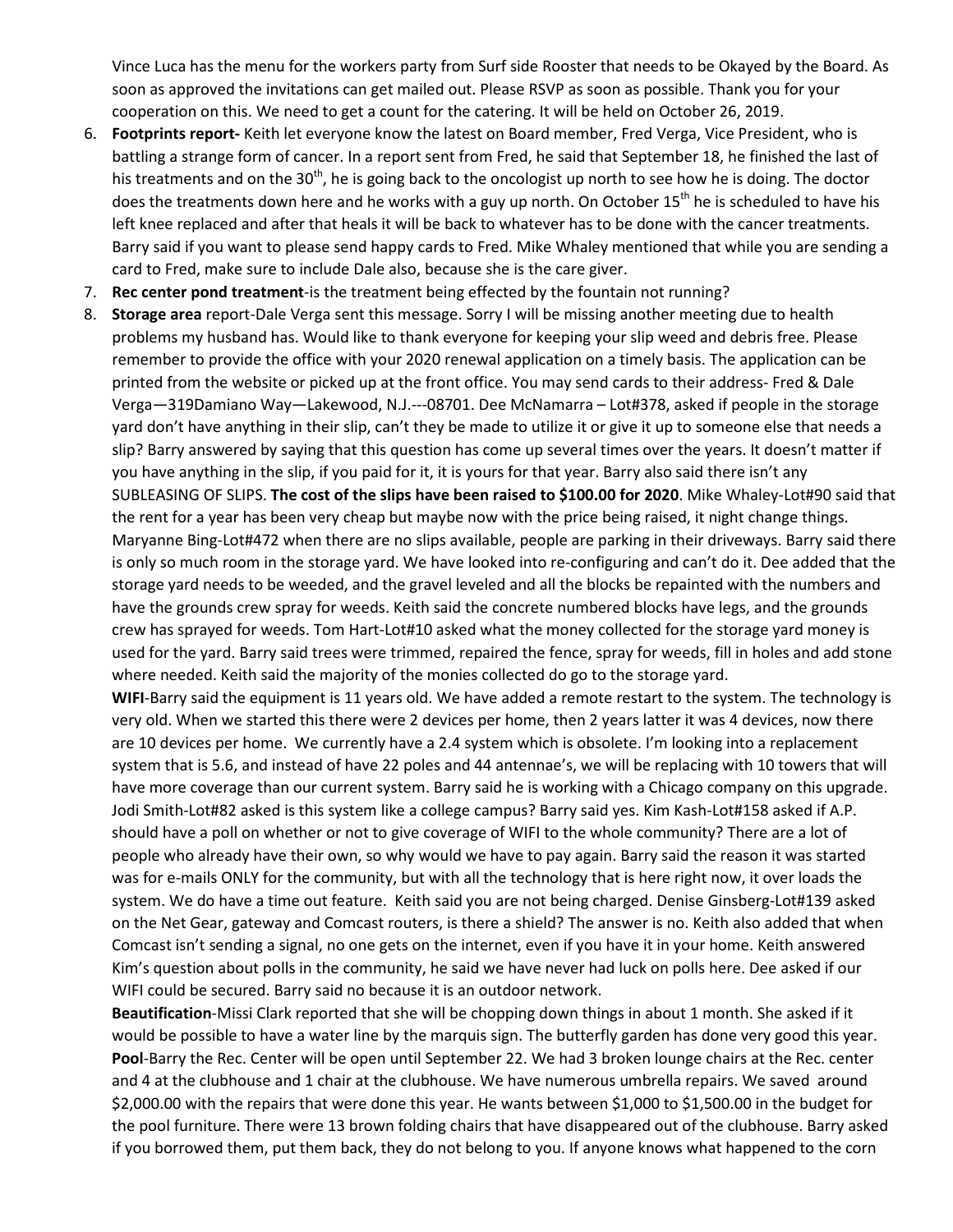Vince Luca has the menu for the workers party from Surf side Rooster that needs to be Okayed by the Board. As soon as approved the invitations can get mailed out. Please RSVP as soon as possible. Thank you for your cooperation on this. We need to get a count for the catering. It will be held on October 26, 2019.

6. **Footprints report-** Keith let everyone know the latest on Board member, Fred Verga, Vice President, who is battling a strange form of cancer. In a report sent from Fred, he said that September 18, he finished the last of his treatments and on the 30th, he is going back to the oncologist up north to see how he is doing. The doctor does the treatments down here and he works with a guy up north. On October 15th he is scheduled to have his left knee replaced and after that heals it will be back to whatever has to be done with the cancer treatments. Barry said if you want to please send happy cards to Fred. Mike Whaley mentioned that while you are sending a card to Fred, make sure to include Dale also, because she is the care giver.
7. **Rec center pond treatment**-is the treatment being effected by the fountain not running?
8. **Storage area** report-Dale Verga sent this message. Sorry I will be missing another meeting due to health problems my husband has. Would like to thank everyone for keeping your slip weed and debris free. Please remember to provide the office with your 2020 renewal application on a timely basis. The application can be printed from the website or picked up at the front office. You may send cards to their address- Fred & Dale Verga—319Damiano Way—Lakewood, N.J.---08701. Dee McNamarra – Lot#378, asked if people in the storage yard don't have anything in their slip, can't they be made to utilize it or give it up to someone else that needs a slip? Barry answered by saying that this question has come up several times over the years. It doesn't matter if you have anything in the slip, if you paid for it, it is yours for that year. Barry also said there isn't any SUBLEASING OF SLIPS. **The cost of the slips have been raised to $100.00 for 2020**. Mike Whaley-Lot#90 said that the rent for a year has been very cheap but maybe now with the price being raised, it night change things. Maryanne Bing-Lot#472 when there are no slips available, people are parking in their driveways. Barry said there is only so much room in the storage yard. We have looked into re-configuring and can't do it. Dee added that the storage yard needs to be weeded, and the gravel leveled and all the blocks be repainted with the numbers and have the grounds crew spray for weeds. Keith said the concrete numbered blocks have legs, and the grounds crew has sprayed for weeds. Tom Hart-Lot#10 asked what the money collected for the storage yard money is used for the yard. Barry said trees were trimmed, repaired the fence, spray for weeds, fill in holes and add stone where needed. Keith said the majority of the monies collected do go to the storage yard.

   **WIFI**-Barry said the equipment is 11 years old. We have added a remote restart to the system. The technology is very old. When we started this there were 2 devices per home, then 2 years latter it was 4 devices, now there are 10 devices per home. We currently have a 2.4 system which is obsolete. I'm looking into a replacement system that is 5.6, and instead of have 22 poles and 44 antennae's, we will be replacing with 10 towers that will have more coverage than our current system. Barry said he is working with a Chicago company on this upgrade. Jodi Smith-Lot#82 asked is this system like a college campus? Barry said yes. Kim Kash-Lot#158 asked if A.P. should have a poll on whether or not to give coverage of WIFI to the whole community? There are a lot of people who already have their own, so why would we have to pay again. Barry said the reason it was started was for e-mails ONLY for the community, but with all the technology that is here right now, it over loads the system. We do have a time out feature. Keith said you are not being charged. Denise Ginsberg-Lot#139 asked on the Net Gear, gateway and Comcast routers, is there a shield? The answer is no. Keith also added that when Comcast isn't sending a signal, no one gets on the internet, even if you have it in your home. Keith answered Kim's question about polls in the community, he said we have never had luck on polls here. Dee asked if our WIFI could be secured. Barry said no because it is an outdoor network.

   **Beautification**-Missi Clark reported that she will be chopping down things in about 1 month. She asked if it would be possible to have a water line by the marquis sign. The butterfly garden has done very good this year.

   **Pool**-Barry the Rec. Center will be open until September 22. We had 3 broken lounge chairs at the Rec. center and 4 at the clubhouse and 1 chair at the clubhouse. We have numerous umbrella repairs. We saved around $2,000.00 with the repairs that were done this year. He wants between $1,000 to $1,500.00 in the budget for the pool furniture. There were 13 brown folding chairs that have disappeared out of the clubhouse. Barry asked if you borrowed them, put them back, they do not belong to you. If anyone knows what happened to the corn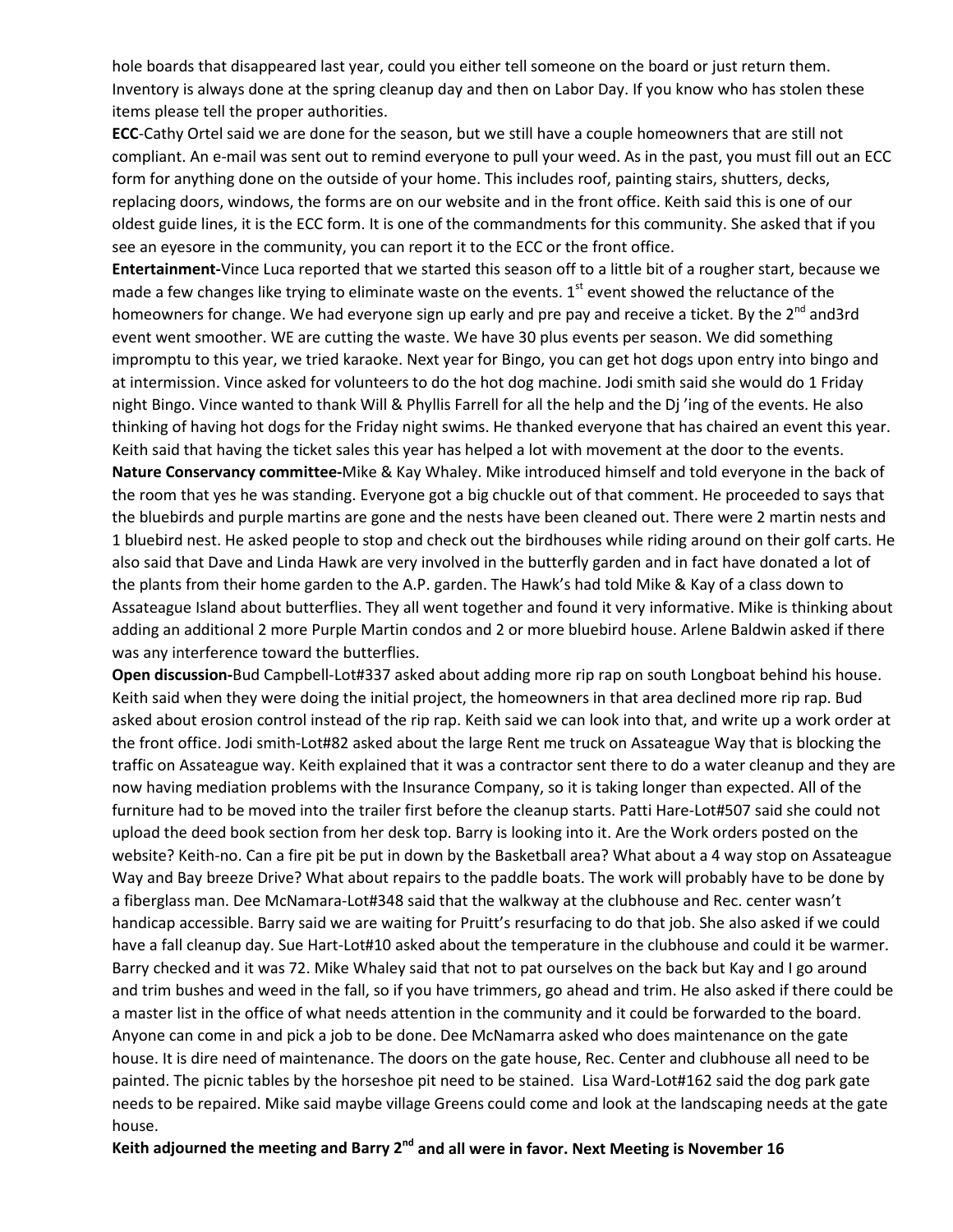hole boards that disappeared last year, could you either tell someone on the board or just return them. Inventory is always done at the spring cleanup day and then on Labor Day. If you know who has stolen these items please tell the proper authorities.

**ECC**-Cathy Ortel said we are done for the season, but we still have a couple homeowners that are still not compliant. An e-mail was sent out to remind everyone to pull your weed. As in the past, you must fill out an ECC form for anything done on the outside of your home. This includes roof, painting stairs, shutters, decks, replacing doors, windows, the forms are on our website and in the front office. Keith said this is one of our oldest guide lines, it is the ECC form. It is one of the commandments for this community. She asked that if you see an eyesore in the community, you can report it to the ECC or the front office.

**Entertainment-**Vince Luca reported that we started this season off to a little bit of a rougher start, because we made a few changes like trying to eliminate waste on the events. 1st event showed the reluctance of the homeowners for change. We had everyone sign up early and pre pay and receive a ticket. By the 2nd and3rd event went smoother. WE are cutting the waste. We have 30 plus events per season. We did something impromptu to this year, we tried karaoke. Next year for Bingo, you can get hot dogs upon entry into bingo and at intermission. Vince asked for volunteers to do the hot dog machine. Jodi smith said she would do 1 Friday night Bingo. Vince wanted to thank Will & Phyllis Farrell for all the help and the Dj 'ing of the events. He also thinking of having hot dogs for the Friday night swims. He thanked everyone that has chaired an event this year. Keith said that having the ticket sales this year has helped a lot with movement at the door to the events.

**Nature Conservancy committee-**Mike & Kay Whaley. Mike introduced himself and told everyone in the back of the room that yes he was standing. Everyone got a big chuckle out of that comment. He proceeded to says that the bluebirds and purple martins are gone and the nests have been cleaned out. There were 2 martin nests and 1 bluebird nest. He asked people to stop and check out the birdhouses while riding around on their golf carts. He also said that Dave and Linda Hawk are very involved in the butterfly garden and in fact have donated a lot of the plants from their home garden to the A.P. garden. The Hawk's had told Mike & Kay of a class down to Assateague Island about butterflies. They all went together and found it very informative. Mike is thinking about adding an additional 2 more Purple Martin condos and 2 or more bluebird house. Arlene Baldwin asked if there was any interference toward the butterflies.

**Open discussion-**Bud Campbell-Lot#337 asked about adding more rip rap on south Longboat behind his house. Keith said when they were doing the initial project, the homeowners in that area declined more rip rap. Bud asked about erosion control instead of the rip rap. Keith said we can look into that, and write up a work order at the front office. Jodi smith-Lot#82 asked about the large Rent me truck on Assateague Way that is blocking the traffic on Assateague way. Keith explained that it was a contractor sent there to do a water cleanup and they are now having mediation problems with the Insurance Company, so it is taking longer than expected. All of the furniture had to be moved into the trailer first before the cleanup starts. Patti Hare-Lot#507 said she could not upload the deed book section from her desk top. Barry is looking into it. Are the Work orders posted on the website? Keith-no. Can a fire pit be put in down by the Basketball area? What about a 4 way stop on Assateague Way and Bay breeze Drive? What about repairs to the paddle boats. The work will probably have to be done by a fiberglass man. Dee McNamara-Lot#348 said that the walkway at the clubhouse and Rec. center wasn't handicap accessible. Barry said we are waiting for Pruitt's resurfacing to do that job. She also asked if we could have a fall cleanup day. Sue Hart-Lot#10 asked about the temperature in the clubhouse and could it be warmer. Barry checked and it was 72. Mike Whaley said that not to pat ourselves on the back but Kay and I go around and trim bushes and weed in the fall, so if you have trimmers, go ahead and trim. He also asked if there could be a master list in the office of what needs attention in the community and it could be forwarded to the board. Anyone can come in and pick a job to be done. Dee McNamarra asked who does maintenance on the gate house. It is dire need of maintenance. The doors on the gate house, Rec. Center and clubhouse all need to be painted. The picnic tables by the horseshoe pit need to be stained. Lisa Ward-Lot#162 said the dog park gate needs to be repaired. Mike said maybe village Greens could come and look at the landscaping needs at the gate house.

**Keith adjourned the meeting and Barry 2nd and all were in favor. Next Meeting is November 16**